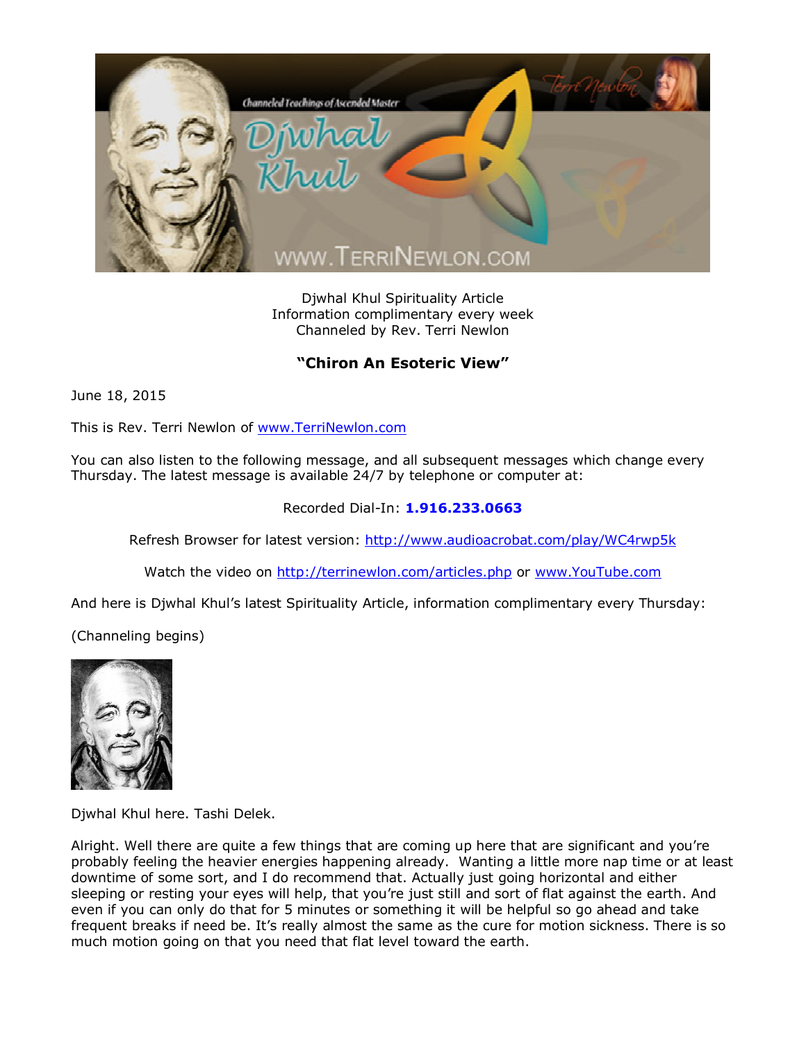Djwhal Khul Spirituality Article
Information complimentary every week
Channeled by Rev. Terri Newlon

**"Chiron An Esoteric View"**

June 18, 2015

This is Rev. Terri Newlon of www.TerriNewlon.com

You can also listen to the following message, and all subsequent messages which change every Thursday. The latest message is available 24/7 by telephone or computer at:

Recorded Dial-In: **1.916.233.0663**

Refresh Browser for latest version: http://www.audioacrobat.com/play/WC4rwp5k

Watch the video on http://terrinewlon.com/articles.php or www.YouTube.com

And here is Djwhal Khul's latest Spirituality Article, information complimentary every Thursday:

(Channeling begins)

Djwhal Khul here. Tashi Delek.

Alright. Well there are quite a few things that are coming up here that are significant and you're probably feeling the heavier energies happening already. Wanting a little more nap time or at least downtime of some sort, and I do recommend that. Actually just going horizontal and either sleeping or resting your eyes will help, that you're just still and sort of flat against the earth. And even if you can only do that for 5 minutes or something it will be helpful so go ahead and take frequent breaks if need be. It's really almost the same as the cure for motion sickness. There is so much motion going on that you need that flat level toward the earth.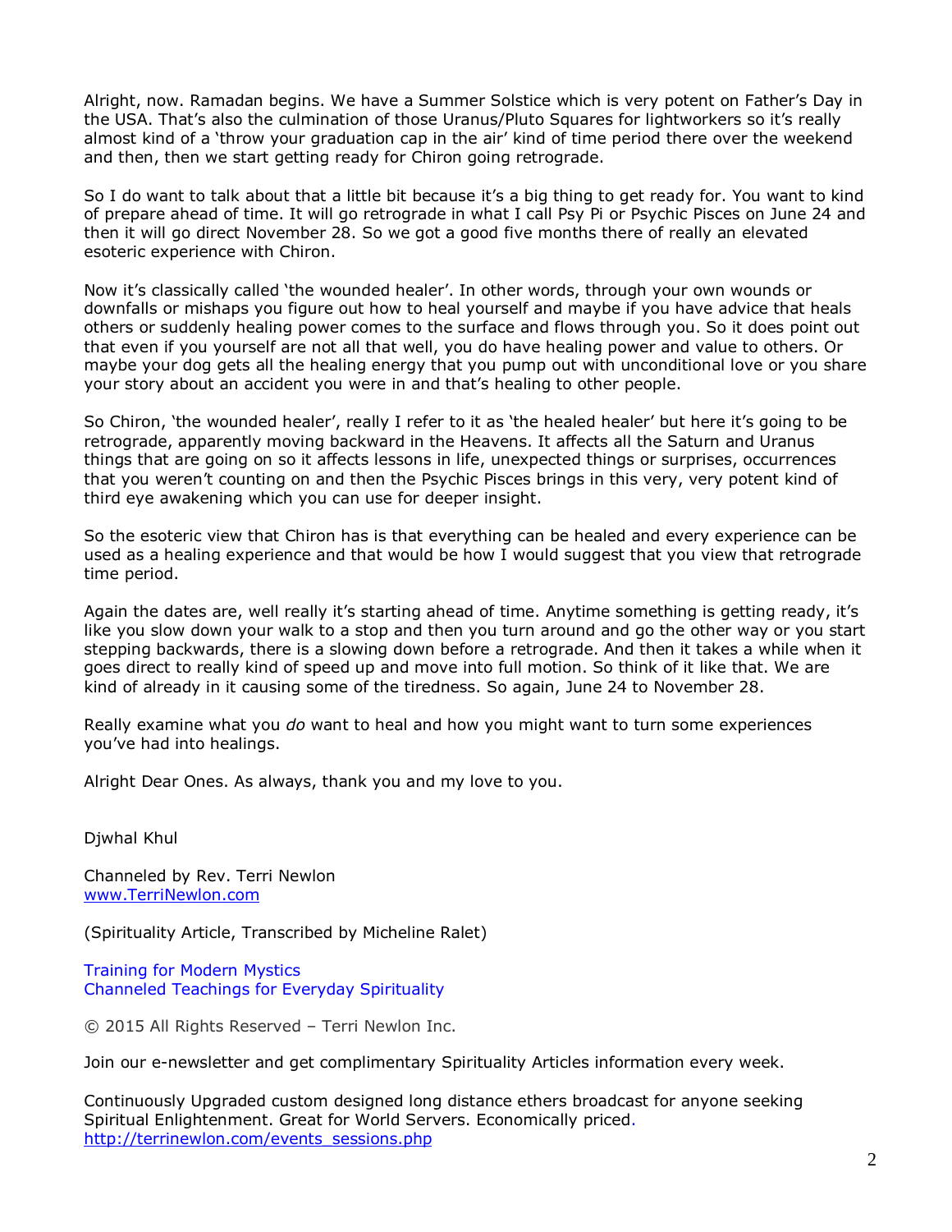Alright, now. Ramadan begins. We have a Summer Solstice which is very potent on Father's Day in the USA. That's also the culmination of those Uranus/Pluto Squares for lightworkers so it's really almost kind of a 'throw your graduation cap in the air' kind of time period there over the weekend and then, then we start getting ready for Chiron going retrograde.

So I do want to talk about that a little bit because it's a big thing to get ready for. You want to kind of prepare ahead of time. It will go retrograde in what I call Psy Pi or Psychic Pisces on June 24 and then it will go direct November 28. So we got a good five months there of really an elevated esoteric experience with Chiron.

Now it's classically called 'the wounded healer'. In other words, through your own wounds or downfalls or mishaps you figure out how to heal yourself and maybe if you have advice that heals others or suddenly healing power comes to the surface and flows through you. So it does point out that even if you yourself are not all that well, you do have healing power and value to others. Or maybe your dog gets all the healing energy that you pump out with unconditional love or you share your story about an accident you were in and that's healing to other people.

So Chiron, 'the wounded healer', really I refer to it as 'the healed healer' but here it's going to be retrograde, apparently moving backward in the Heavens. It affects all the Saturn and Uranus things that are going on so it affects lessons in life, unexpected things or surprises, occurrences that you weren't counting on and then the Psychic Pisces brings in this very, very potent kind of third eye awakening which you can use for deeper insight.

So the esoteric view that Chiron has is that everything can be healed and every experience can be used as a healing experience and that would be how I would suggest that you view that retrograde time period.

Again the dates are, well really it's starting ahead of time. Anytime something is getting ready, it's like you slow down your walk to a stop and then you turn around and go the other way or you start stepping backwards, there is a slowing down before a retrograde. And then it takes a while when it goes direct to really kind of speed up and move into full motion. So think of it like that. We are kind of already in it causing some of the tiredness. So again, June 24 to November 28.

Really examine what you *do* want to heal and how you might want to turn some experiences you've had into healings.

Alright Dear Ones. As always, thank you and my love to you.

Djwhal Khul

Channeled by Rev. Terri Newlon
[www.TerriNewlon.com](http://www.TerriNewlon.com)

(Spirituality Article, Transcribed by Micheline Ralet)

Training for Modern Mystics
Channeled Teachings for Everyday Spirituality

© 2015 All Rights Reserved – Terri Newlon Inc.

Join our e-newsletter and get complimentary Spirituality Articles information every week.

Continuously Upgraded custom designed long distance ethers broadcast for anyone seeking Spiritual Enlightenment. Great for World Servers. Economically priced.
[http://terrinewlon.com/events_sessions.php](http://terrinewlon.com/events_sessions.php)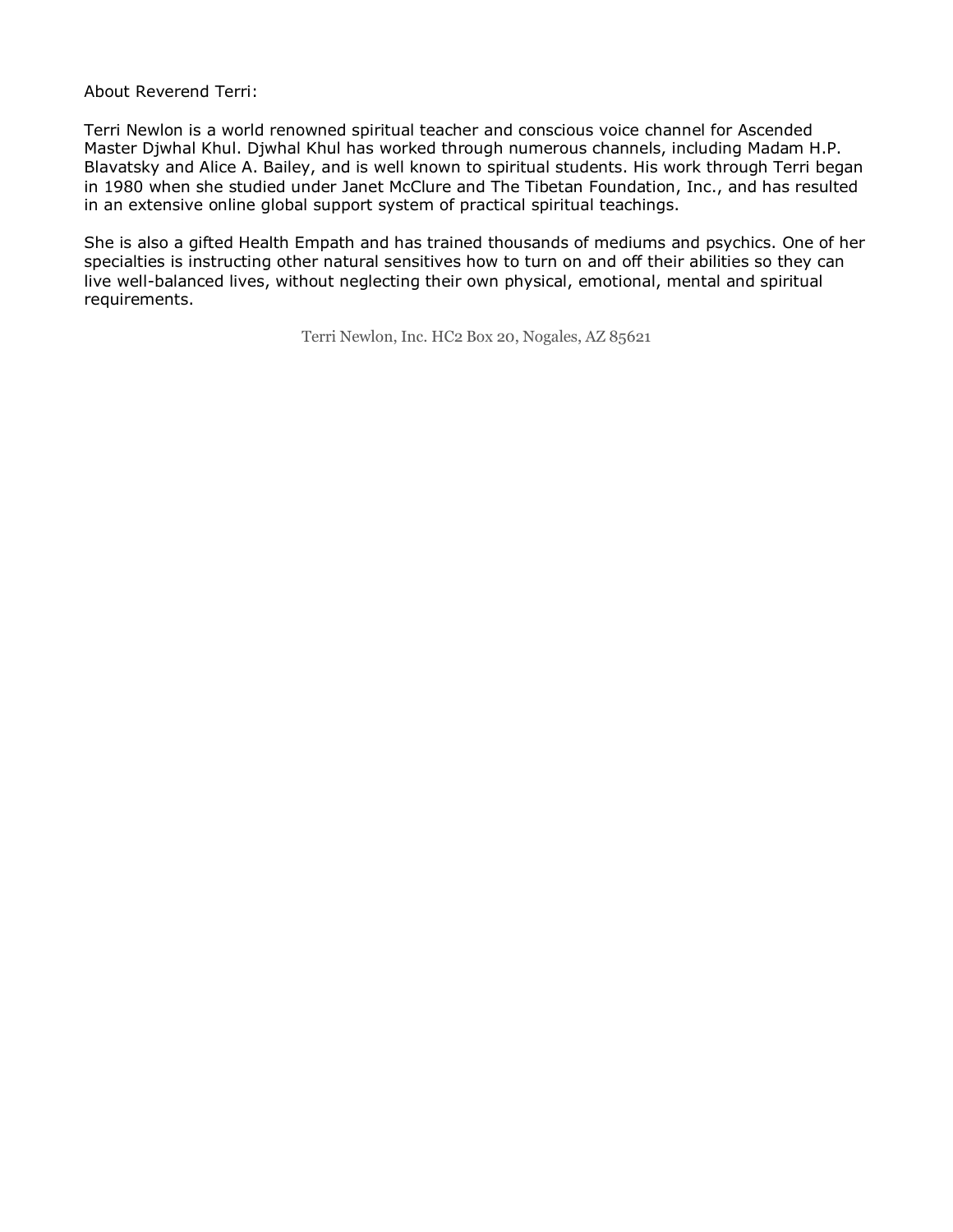About Reverend Terri:

Terri Newlon is a world renowned spiritual teacher and conscious voice channel for Ascended Master Djwhal Khul. Djwhal Khul has worked through numerous channels, including Madam H.P. Blavatsky and Alice A. Bailey, and is well known to spiritual students. His work through Terri began in 1980 when she studied under Janet McClure and The Tibetan Foundation, Inc., and has resulted in an extensive online global support system of practical spiritual teachings.

She is also a gifted Health Empath and has trained thousands of mediums and psychics. One of her specialties is instructing other natural sensitives how to turn on and off their abilities so they can live well-balanced lives, without neglecting their own physical, emotional, mental and spiritual requirements.

Terri Newlon, Inc. HC2 Box 20, Nogales, AZ 85621